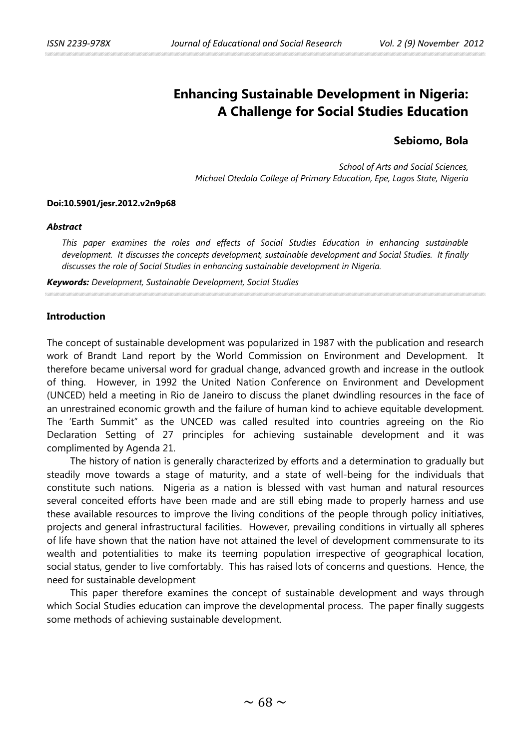# Enhancing Sustainable Development in Nigeria: A Challenge for Social Studies Education

**Sebiomo, Bola**

*School of Arts and Social Sciences,*
*Michael Otedola College of Primary Education, Epe, Lagos State, Nigeria*

**Doi:10.5901/jesr.2012.v2n9p68**

***Abstract***

*This paper examines the roles and effects of Social Studies Education in enhancing sustainable development. It discusses the concepts development, sustainable development and Social Studies. It finally discusses the role of Social Studies in enhancing sustainable development in Nigeria.*

***Keywords:*** *Development, Sustainable Development, Social Studies*

## Introduction

The concept of sustainable development was popularized in 1987 with the publication and research work of Brandt Land report by the World Commission on Environment and Development. It therefore became universal word for gradual change, advanced growth and increase in the outlook of thing. However, in 1992 the United Nation Conference on Environment and Development (UNCED) held a meeting in Rio de Janeiro to discuss the planet dwindling resources in the face of an unrestrained economic growth and the failure of human kind to achieve equitable development. The 'Earth Summit" as the UNCED was called resulted into countries agreeing on the Rio Declaration Setting of 27 principles for achieving sustainable development and it was complimented by Agenda 21.

The history of nation is generally characterized by efforts and a determination to gradually but steadily move towards a stage of maturity, and a state of well-being for the individuals that constitute such nations. Nigeria as a nation is blessed with vast human and natural resources several conceited efforts have been made and are still ebing made to properly harness and use these available resources to improve the living conditions of the people through policy initiatives, projects and general infrastructural facilities. However, prevailing conditions in virtually all spheres of life have shown that the nation have not attained the level of development commensurate to its wealth and potentialities to make its teeming population irrespective of geographical location, social status, gender to live comfortably. This has raised lots of concerns and questions. Hence, the need for sustainable development

This paper therefore examines the concept of sustainable development and ways through which Social Studies education can improve the developmental process. The paper finally suggests some methods of achieving sustainable development.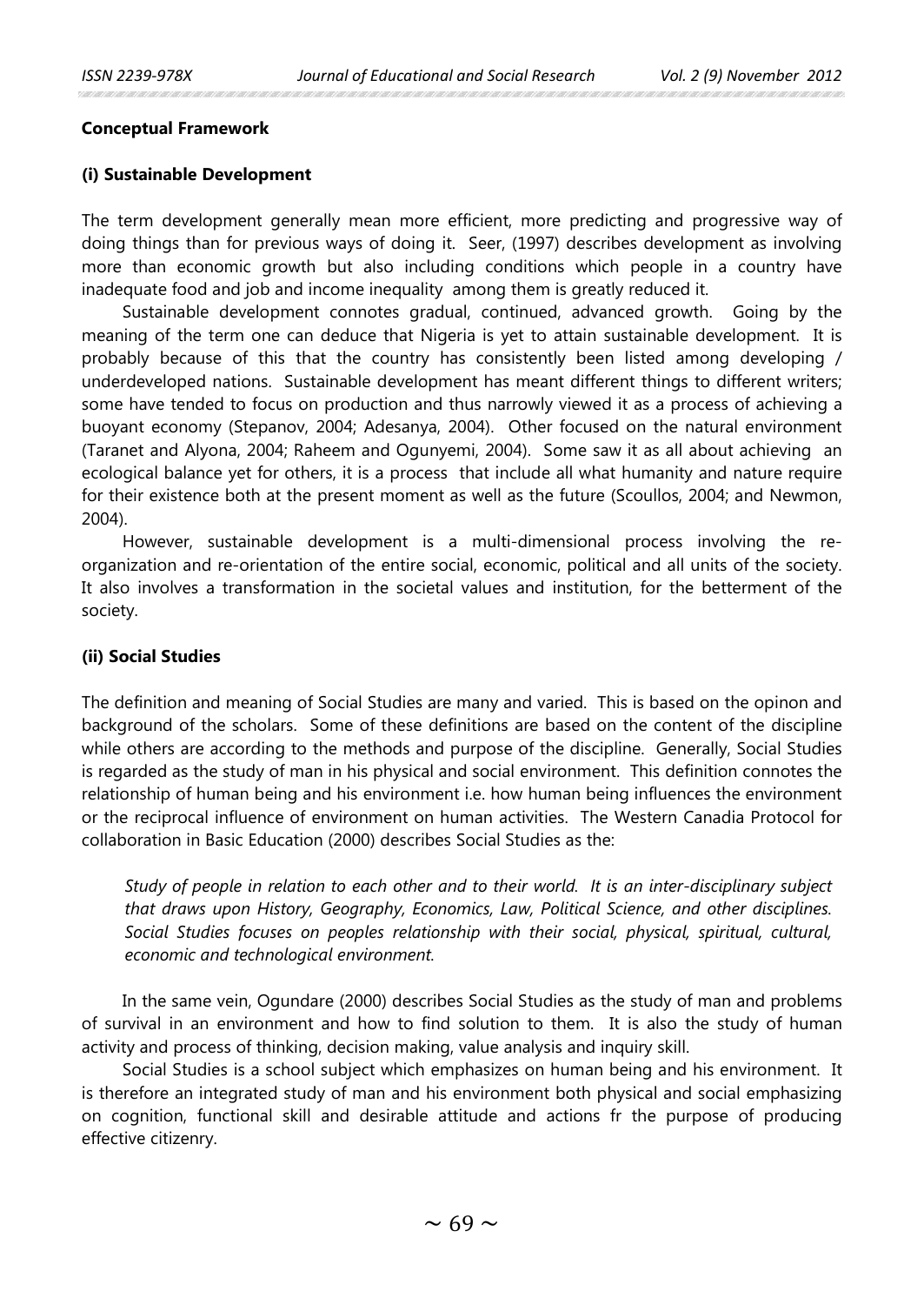**Conceptual Framework**

**(i) Sustainable Development**

The term development generally mean more efficient, more predicting and progressive way of doing things than for previous ways of doing it. Seer, (1997) describes development as involving more than economic growth but also including conditions which people in a country have inadequate food and job and income inequality among them is greatly reduced it.

Sustainable development connotes gradual, continued, advanced growth. Going by the meaning of the term one can deduce that Nigeria is yet to attain sustainable development. It is probably because of this that the country has consistently been listed among developing / underdeveloped nations. Sustainable development has meant different things to different writers; some have tended to focus on production and thus narrowly viewed it as a process of achieving a buoyant economy (Stepanov, 2004; Adesanya, 2004). Other focused on the natural environment (Taranet and Alyona, 2004; Raheem and Ogunyemi, 2004). Some saw it as all about achieving an ecological balance yet for others, it is a process that include all what humanity and nature require for their existence both at the present moment as well as the future (Scoullos, 2004; and Newmon, 2004).

However, sustainable development is a multi-dimensional process involving the re-organization and re-orientation of the entire social, economic, political and all units of the society. It also involves a transformation in the societal values and institution, for the betterment of the society.

**(ii) Social Studies**

The definition and meaning of Social Studies are many and varied. This is based on the opinon and background of the scholars. Some of these definitions are based on the content of the discipline while others are according to the methods and purpose of the discipline. Generally, Social Studies is regarded as the study of man in his physical and social environment. This definition connotes the relationship of human being and his environment i.e. how human being influences the environment or the reciprocal influence of environment on human activities. The Western Canadia Protocol for collaboration in Basic Education (2000) describes Social Studies as the:

> *Study of people in relation to each other and to their world. It is an inter-disciplinary subject that draws upon History, Geography, Economics, Law, Political Science, and other disciplines. Social Studies focuses on peoples relationship with their social, physical, spiritual, cultural, economic and technological environment.*

In the same vein, Ogundare (2000) describes Social Studies as the study of man and problems of survival in an environment and how to find solution to them. It is also the study of human activity and process of thinking, decision making, value analysis and inquiry skill.

Social Studies is a school subject which emphasizes on human being and his environment. It is therefore an integrated study of man and his environment both physical and social emphasizing on cognition, functional skill and desirable attitude and actions fr the purpose of producing effective citizenry.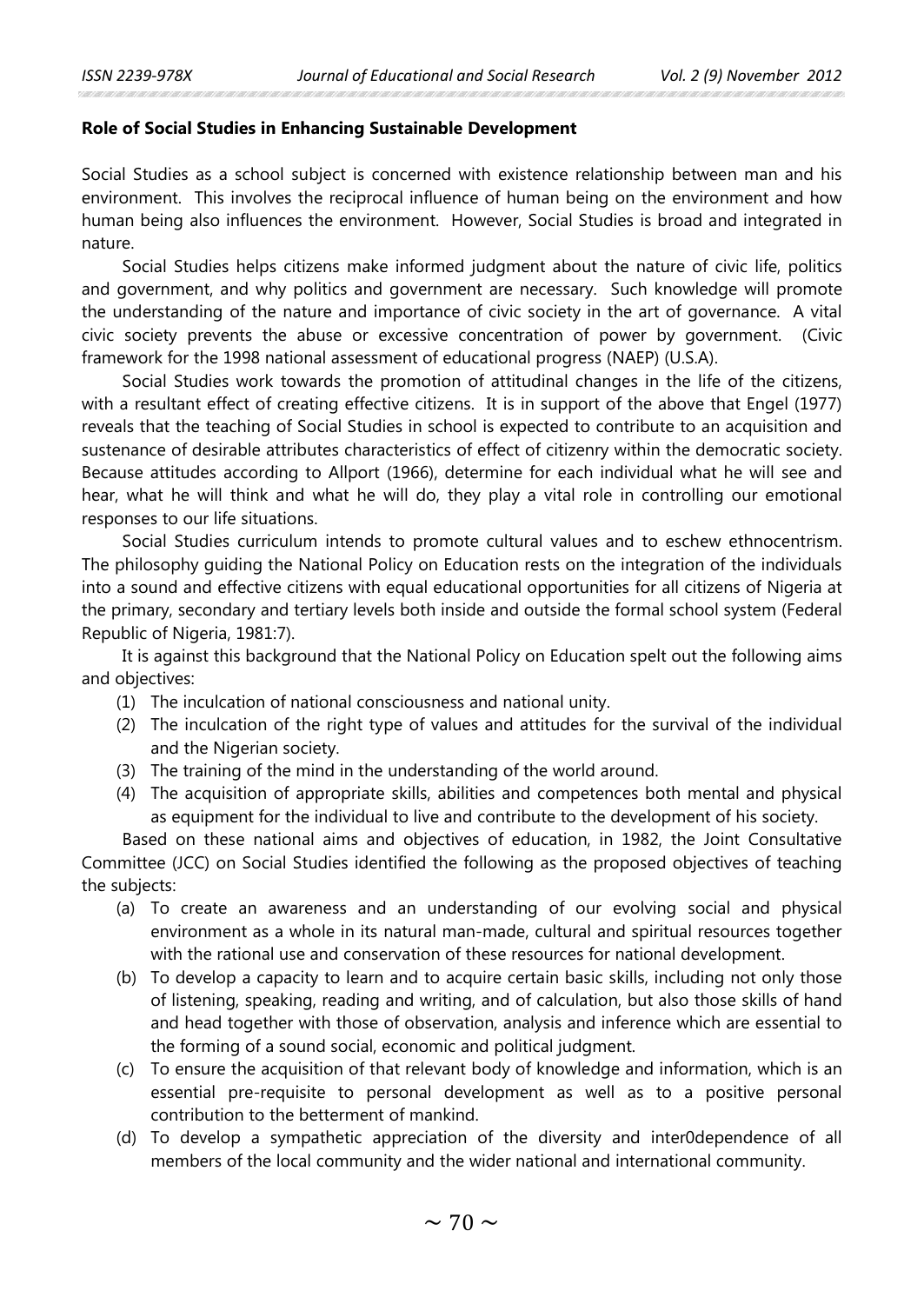**Role of Social Studies in Enhancing Sustainable Development**

Social Studies as a school subject is concerned with existence relationship between man and his environment. This involves the reciprocal influence of human being on the environment and how human being also influences the environment. However, Social Studies is broad and integrated in nature.

Social Studies helps citizens make informed judgment about the nature of civic life, politics and government, and why politics and government are necessary. Such knowledge will promote the understanding of the nature and importance of civic society in the art of governance. A vital civic society prevents the abuse or excessive concentration of power by government. (Civic framework for the 1998 national assessment of educational progress (NAEP) (U.S.A).

Social Studies work towards the promotion of attitudinal changes in the life of the citizens, with a resultant effect of creating effective citizens. It is in support of the above that Engel (1977) reveals that the teaching of Social Studies in school is expected to contribute to an acquisition and sustenance of desirable attributes characteristics of effect of citizenry within the democratic society. Because attitudes according to Allport (1966), determine for each individual what he will see and hear, what he will think and what he will do, they play a vital role in controlling our emotional responses to our life situations.

Social Studies curriculum intends to promote cultural values and to eschew ethnocentrism. The philosophy guiding the National Policy on Education rests on the integration of the individuals into a sound and effective citizens with equal educational opportunities for all citizens of Nigeria at the primary, secondary and tertiary levels both inside and outside the formal school system (Federal Republic of Nigeria, 1981:7).

It is against this background that the National Policy on Education spelt out the following aims and objectives:

(1) The inculcation of national consciousness and national unity.
(2) The inculcation of the right type of values and attitudes for the survival of the individual and the Nigerian society.
(3) The training of the mind in the understanding of the world around.
(4) The acquisition of appropriate skills, abilities and competences both mental and physical as equipment for the individual to live and contribute to the development of his society.

Based on these national aims and objectives of education, in 1982, the Joint Consultative Committee (JCC) on Social Studies identified the following as the proposed objectives of teaching the subjects:

(a) To create an awareness and an understanding of our evolving social and physical environment as a whole in its natural man-made, cultural and spiritual resources together with the rational use and conservation of these resources for national development.
(b) To develop a capacity to learn and to acquire certain basic skills, including not only those of listening, speaking, reading and writing, and of calculation, but also those skills of hand and head together with those of observation, analysis and inference which are essential to the forming of a sound social, economic and political judgment.
(c) To ensure the acquisition of that relevant body of knowledge and information, which is an essential pre-requisite to personal development as well as to a positive personal contribution to the betterment of mankind.
(d) To develop a sympathetic appreciation of the diversity and inter0dependence of all members of the local community and the wider national and international community.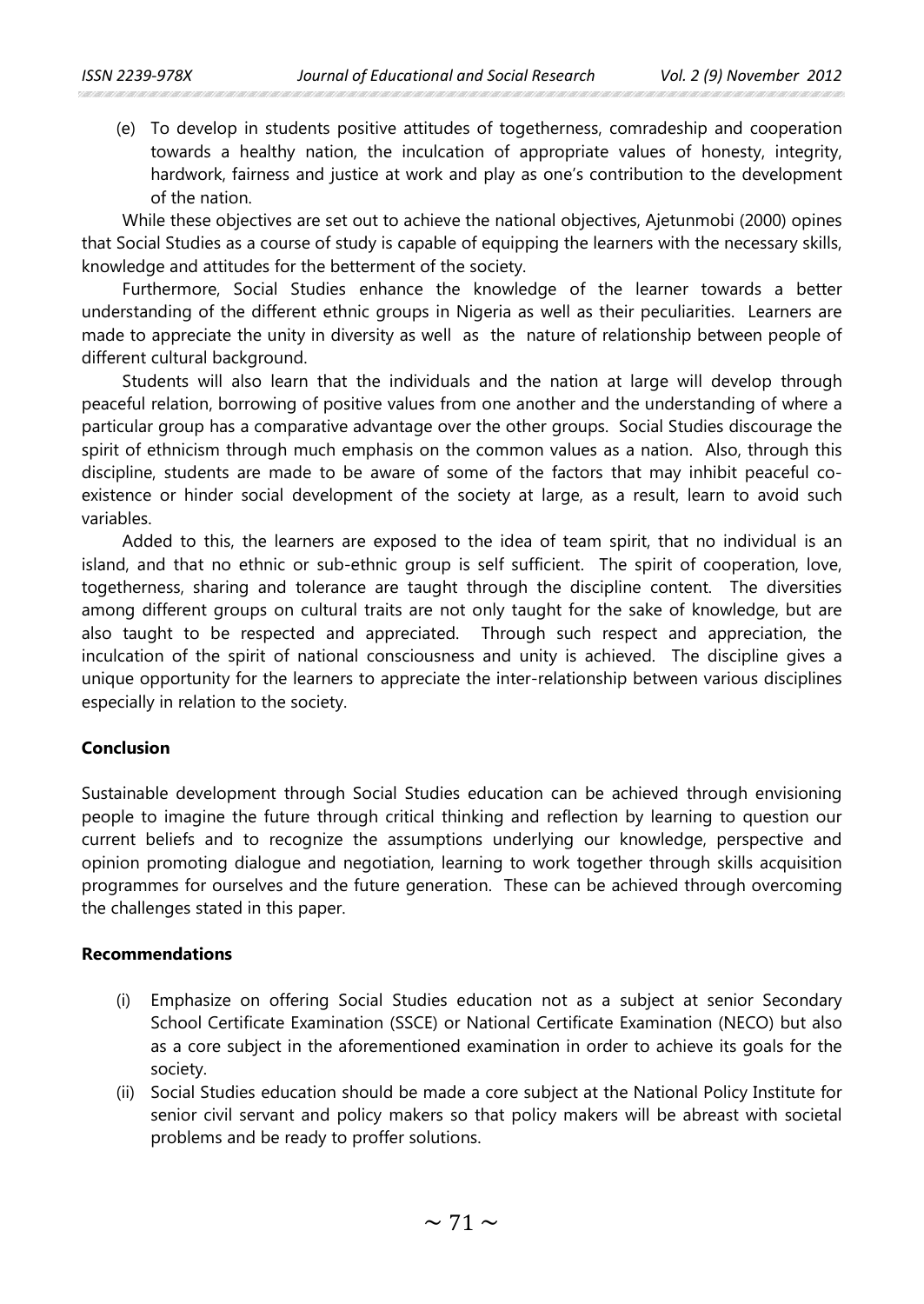(e) To develop in students positive attitudes of togetherness, comradeship and cooperation towards a healthy nation, the inculcation of appropriate values of honesty, integrity, hardwork, fairness and justice at work and play as one's contribution to the development of the nation.

While these objectives are set out to achieve the national objectives, Ajetunmobi (2000) opines that Social Studies as a course of study is capable of equipping the learners with the necessary skills, knowledge and attitudes for the betterment of the society.

Furthermore, Social Studies enhance the knowledge of the learner towards a better understanding of the different ethnic groups in Nigeria as well as their peculiarities. Learners are made to appreciate the unity in diversity as well as the nature of relationship between people of different cultural background.

Students will also learn that the individuals and the nation at large will develop through peaceful relation, borrowing of positive values from one another and the understanding of where a particular group has a comparative advantage over the other groups. Social Studies discourage the spirit of ethnicism through much emphasis on the common values as a nation. Also, through this discipline, students are made to be aware of some of the factors that may inhibit peaceful co-existence or hinder social development of the society at large, as a result, learn to avoid such variables.

Added to this, the learners are exposed to the idea of team spirit, that no individual is an island, and that no ethnic or sub-ethnic group is self sufficient. The spirit of cooperation, love, togetherness, sharing and tolerance are taught through the discipline content. The diversities among different groups on cultural traits are not only taught for the sake of knowledge, but are also taught to be respected and appreciated. Through such respect and appreciation, the inculcation of the spirit of national consciousness and unity is achieved. The discipline gives a unique opportunity for the learners to appreciate the inter-relationship between various disciplines especially in relation to the society.

**Conclusion**

Sustainable development through Social Studies education can be achieved through envisioning people to imagine the future through critical thinking and reflection by learning to question our current beliefs and to recognize the assumptions underlying our knowledge, perspective and opinion promoting dialogue and negotiation, learning to work together through skills acquisition programmes for ourselves and the future generation. These can be achieved through overcoming the challenges stated in this paper.

**Recommendations**

(i) Emphasize on offering Social Studies education not as a subject at senior Secondary School Certificate Examination (SSCE) or National Certificate Examination (NECO) but also as a core subject in the aforementioned examination in order to achieve its goals for the society.

(ii) Social Studies education should be made a core subject at the National Policy Institute for senior civil servant and policy makers so that policy makers will be abreast with societal problems and be ready to proffer solutions.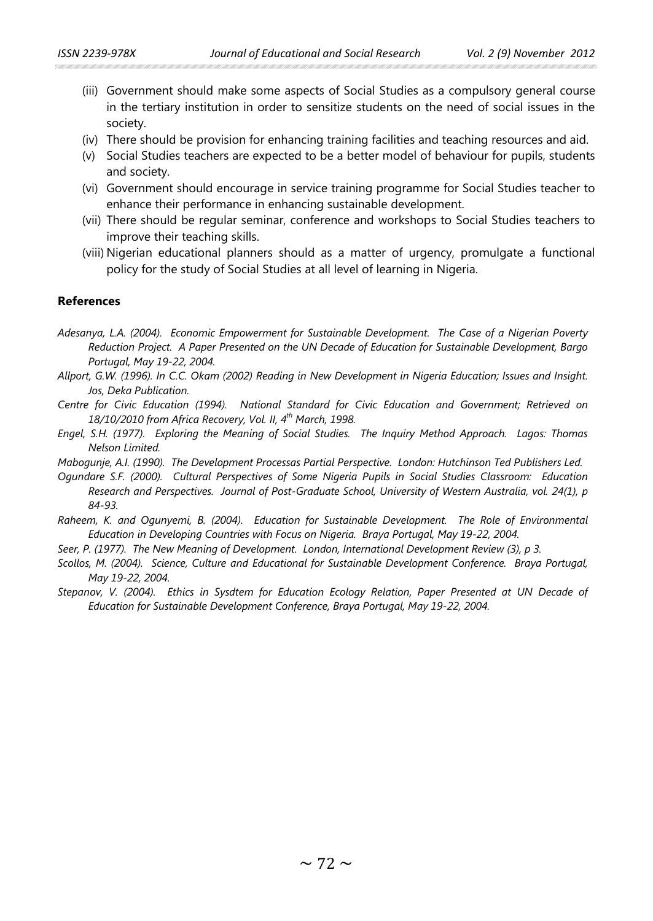(iii) Government should make some aspects of Social Studies as a compulsory general course in the tertiary institution in order to sensitize students on the need of social issues in the society.

(iv) There should be provision for enhancing training facilities and teaching resources and aid.

(v) Social Studies teachers are expected to be a better model of behaviour for pupils, students and society.

(vi) Government should encourage in service training programme for Social Studies teacher to enhance their performance in enhancing sustainable development.

(vii) There should be regular seminar, conference and workshops to Social Studies teachers to improve their teaching skills.

(viii) Nigerian educational planners should as a matter of urgency, promulgate a functional policy for the study of Social Studies at all level of learning in Nigeria.

## References

*Adesanya, L.A. (2004). Economic Empowerment for Sustainable Development. The Case of a Nigerian Poverty Reduction Project. A Paper Presented on the UN Decade of Education for Sustainable Development, Bargo Portugal, May 19-22, 2004.*

*Allport, G.W. (1996). In C.C. Okam (2002) Reading in New Development in Nigeria Education; Issues and Insight. Jos, Deka Publication.*

*Centre for Civic Education (1994). National Standard for Civic Education and Government; Retrieved on 18/10/2010 from Africa Recovery, Vol. II, 4th March, 1998.*

*Engel, S.H. (1977). Exploring the Meaning of Social Studies. The Inquiry Method Approach. Lagos: Thomas Nelson Limited.*

*Mabogunje, A.I. (1990). The Development Processas Partial Perspective. London: Hutchinson Ted Publishers Led.*

*Ogundare S.F. (2000). Cultural Perspectives of Some Nigeria Pupils in Social Studies Classroom: Education Research and Perspectives. Journal of Post-Graduate School, University of Western Australia, vol. 24(1), p 84-93.*

*Raheem, K. and Ogunyemi, B. (2004). Education for Sustainable Development. The Role of Environmental Education in Developing Countries with Focus on Nigeria. Braya Portugal, May 19-22, 2004.*

*Seer, P. (1977). The New Meaning of Development. London, International Development Review (3), p 3.*

*Scollos, M. (2004). Science, Culture and Educational for Sustainable Development Conference. Braya Portugal, May 19-22, 2004.*

*Stepanov, V. (2004). Ethics in Sysdtem for Education Ecology Relation, Paper Presented at UN Decade of Education for Sustainable Development Conference, Braya Portugal, May 19-22, 2004.*